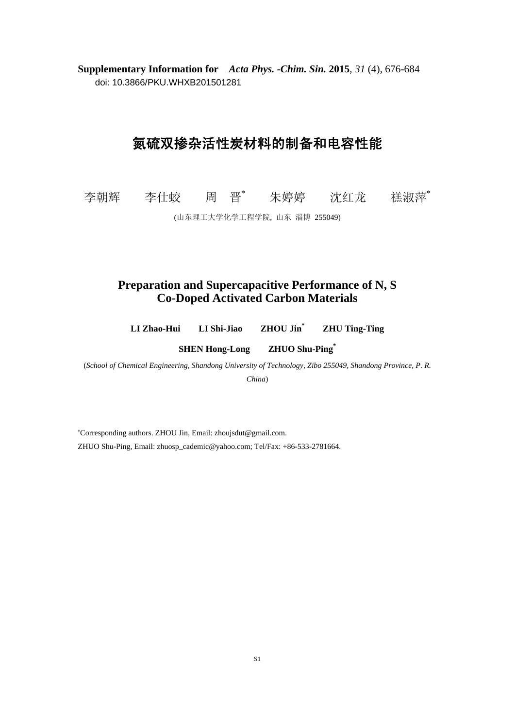**Supplementary Information for** *Acta Phys. -Chim. Sin.* **2015**, *31* (4), 676-684
doi: 10.3866/PKU.WHXB201501281

# 氮硫双掺杂活性炭材料的制备和电容性能

李朝辉　　李仕蛟　　周　晋*　　朱婷婷　　沈红龙　　禚淑萍*

(山东理工大学化学工程学院, 山东 淄博 255049)

# Preparation and Supercapacitive Performance of N, S Co-Doped Activated Carbon Materials

**LI Zhao-Hui　　LI Shi-Jiao　　ZHOU Jin*　　ZHU Ting-Ting**

**SHEN Hong-Long　　ZHUO Shu-Ping***

(*School of Chemical Engineering, Shandong University of Technology, Zibo 255049, Shandong Province, P. R. China*)

*Corresponding authors. ZHOU Jin, Email: zhoujsdut@gmail.com.
ZHUO Shu-Ping, Email: zhuosp_cademic@yahoo.com; Tel/Fax: +86-533-2781664.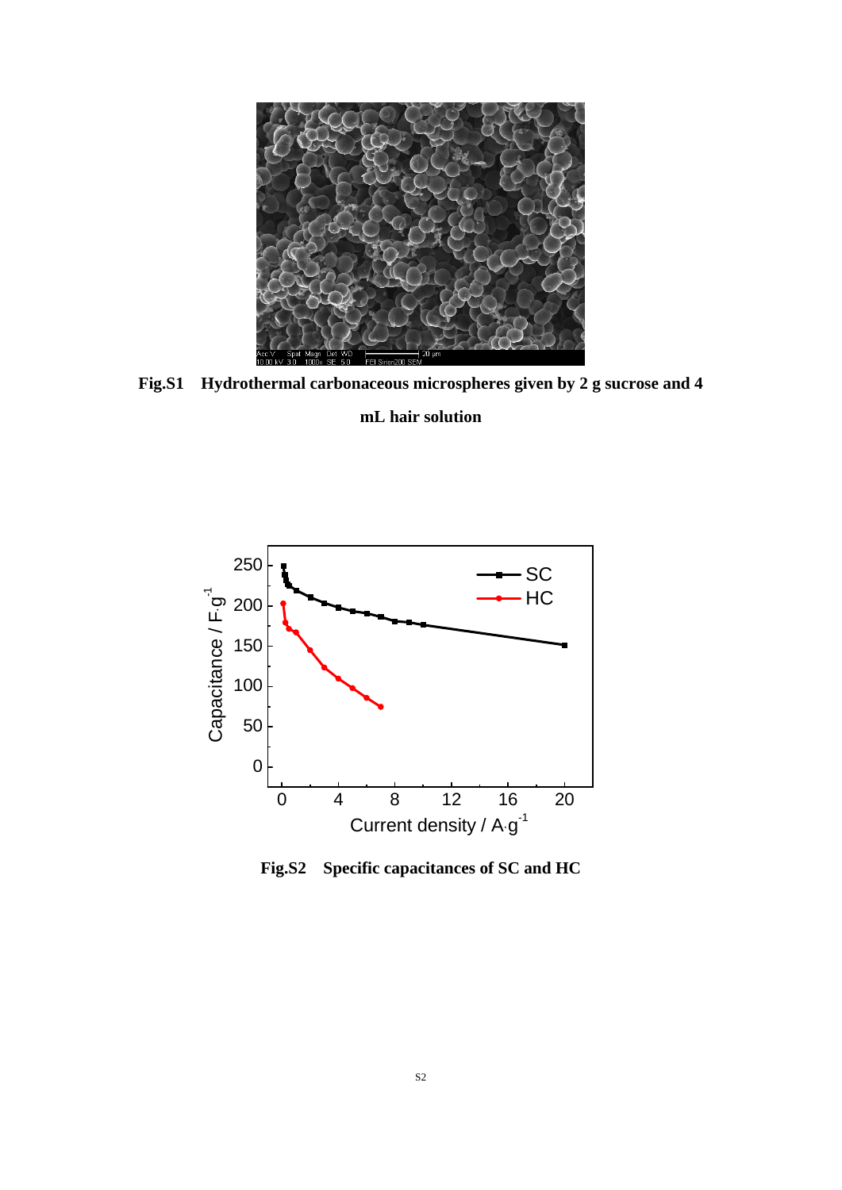**Fig.S1 Hydrothermal carbonaceous microspheres given by 2 g sucrose and 4 mL hair solution**

**Fig.S2 Specific capacitances of SC and HC**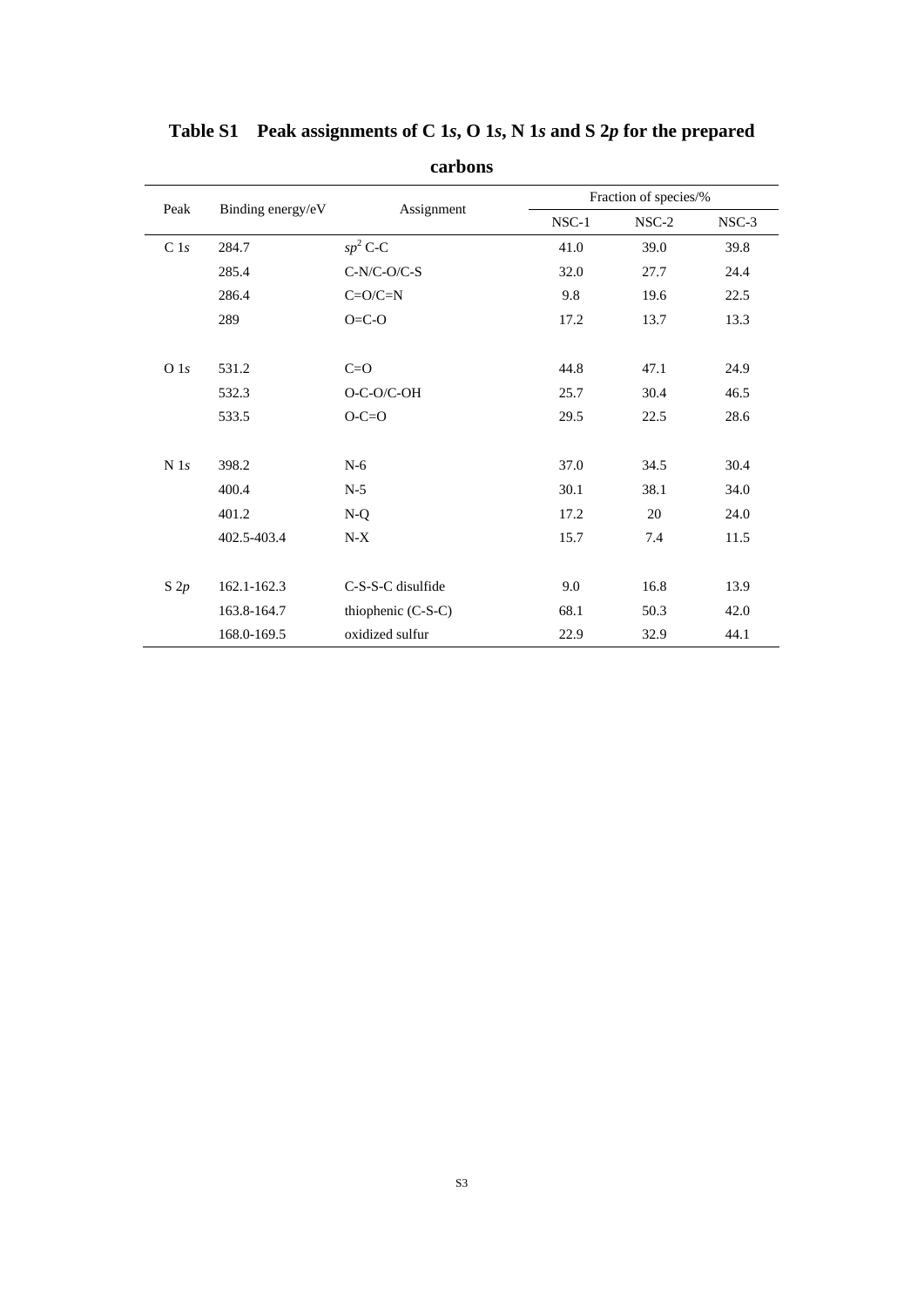**Table S1 Peak assignments of C 1*s*, O 1*s*, N 1*s* and S 2*p* for the prepared carbons**

| Peak | Binding energy/eV | Assignment | Fraction of species/% | | |
|---|---|---|---|---|---|
| | | | NSC-1 | NSC-2 | NSC-3 |
| C 1*s* | 284.7 | $sp^2$ C-C | 41.0 | 39.0 | 39.8 |
| | 285.4 | C-N/C-O/C-S | 32.0 | 27.7 | 24.4 |
| | 286.4 | C=O/C=N | 9.8 | 19.6 | 22.5 |
| | 289 | O=C-O | 17.2 | 13.7 | 13.3 |
| O 1*s* | 531.2 | C=O | 44.8 | 47.1 | 24.9 |
| | 532.3 | O-C-O/C-OH | 25.7 | 30.4 | 46.5 |
| | 533.5 | O-C=O | 29.5 | 22.5 | 28.6 |
| N 1*s* | 398.2 | N-6 | 37.0 | 34.5 | 30.4 |
| | 400.4 | N-5 | 30.1 | 38.1 | 34.0 |
| | 401.2 | N-Q | 17.2 | 20 | 24.0 |
| | 402.5-403.4 | N-X | 15.7 | 7.4 | 11.5 |
| S 2*p* | 162.1-162.3 | C-S-S-C disulfide | 9.0 | 16.8 | 13.9 |
| | 163.8-164.7 | thiophenic (C-S-C) | 68.1 | 50.3 | 42.0 |
| | 168.0-169.5 | oxidized sulfur | 22.9 | 32.9 | 44.1 |